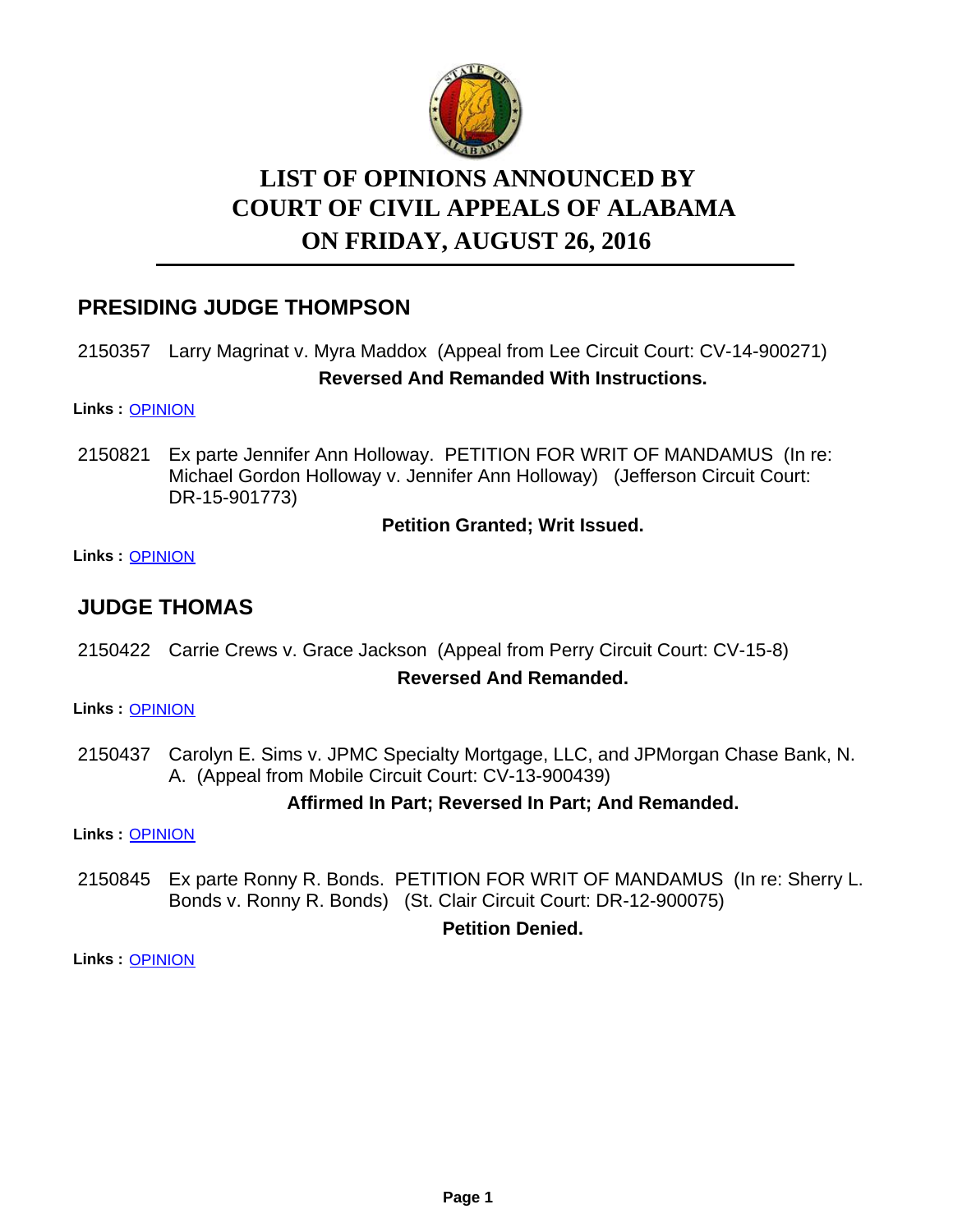# LIST OF OPINIONS ANNOUNCED BY COURT OF CIVIL APPEALS OF ALABAMA ON FRIDAY, AUGUST 26, 2016

## PRESIDING JUDGE THOMPSON

2150357 Larry Magrinat v. Myra Maddox (Appeal from Lee Circuit Court: CV-14-900271)

**Reversed And Remanded With Instructions.**

**Links :** OPINION

2150821 Ex parte Jennifer Ann Holloway. PETITION FOR WRIT OF MANDAMUS (In re: Michael Gordon Holloway v. Jennifer Ann Holloway) (Jefferson Circuit Court: DR-15-901773)

**Petition Granted; Writ Issued.**

**Links :** OPINION

## JUDGE THOMAS

2150422 Carrie Crews v. Grace Jackson (Appeal from Perry Circuit Court: CV-15-8)

**Reversed And Remanded.**

**Links :** OPINION

2150437 Carolyn E. Sims v. JPMC Specialty Mortgage, LLC, and JPMorgan Chase Bank, N. A. (Appeal from Mobile Circuit Court: CV-13-900439)

**Affirmed In Part; Reversed In Part; And Remanded.**

**Links :** OPINION

2150845 Ex parte Ronny R. Bonds. PETITION FOR WRIT OF MANDAMUS (In re: Sherry L. Bonds v. Ronny R. Bonds) (St. Clair Circuit Court: DR-12-900075)

**Petition Denied.**

**Links :** OPINION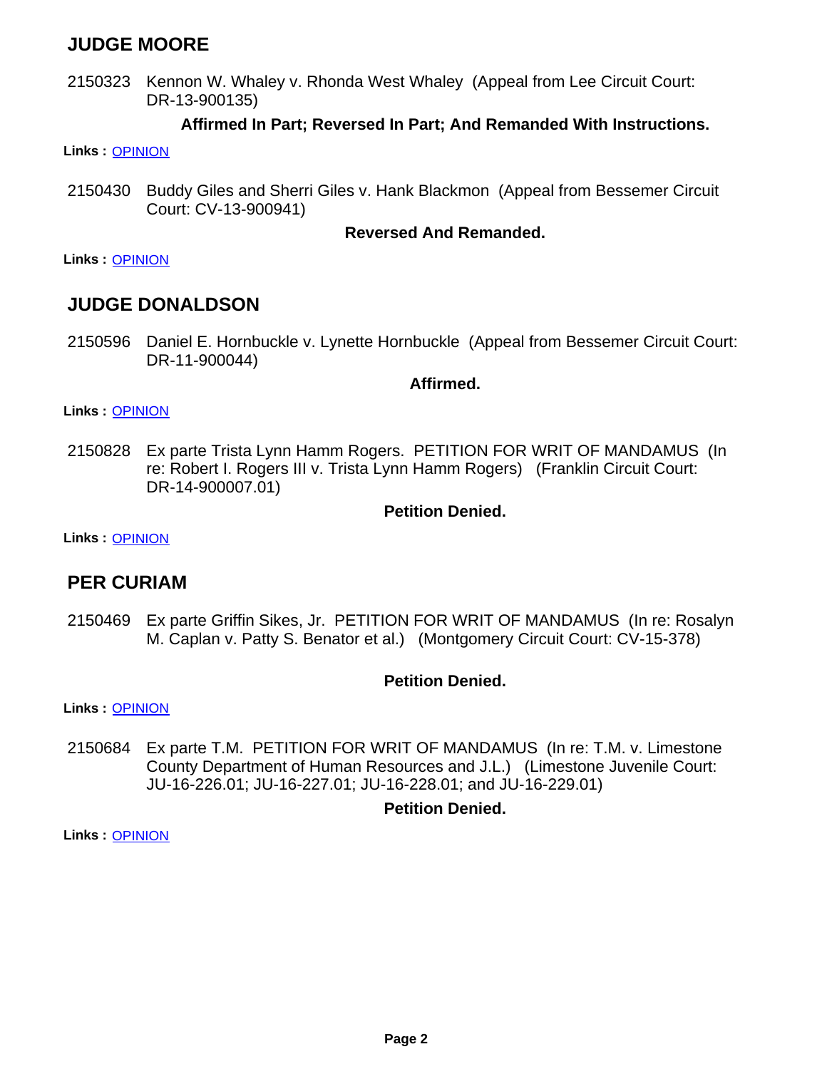## JUDGE MOORE

2150323 Kennon W. Whaley v. Rhonda West Whaley (Appeal from Lee Circuit Court: DR-13-900135)

**Affirmed In Part; Reversed In Part; And Remanded With Instructions.**

**Links :** OPINION

2150430 Buddy Giles and Sherri Giles v. Hank Blackmon (Appeal from Bessemer Circuit Court: CV-13-900941)

**Reversed And Remanded.**

**Links :** OPINION

## JUDGE DONALDSON

2150596 Daniel E. Hornbuckle v. Lynette Hornbuckle (Appeal from Bessemer Circuit Court: DR-11-900044)

**Affirmed.**

**Links :** OPINION

2150828 Ex parte Trista Lynn Hamm Rogers. PETITION FOR WRIT OF MANDAMUS (In re: Robert I. Rogers III v. Trista Lynn Hamm Rogers) (Franklin Circuit Court: DR-14-900007.01)

**Petition Denied.**

**Links :** OPINION

## PER CURIAM

2150469 Ex parte Griffin Sikes, Jr. PETITION FOR WRIT OF MANDAMUS (In re: Rosalyn M. Caplan v. Patty S. Benator et al.) (Montgomery Circuit Court: CV-15-378)

**Petition Denied.**

**Links :** OPINION

2150684 Ex parte T.M. PETITION FOR WRIT OF MANDAMUS (In re: T.M. v. Limestone County Department of Human Resources and J.L.) (Limestone Juvenile Court: JU-16-226.01; JU-16-227.01; JU-16-228.01; and JU-16-229.01)

**Petition Denied.**

**Links :** OPINION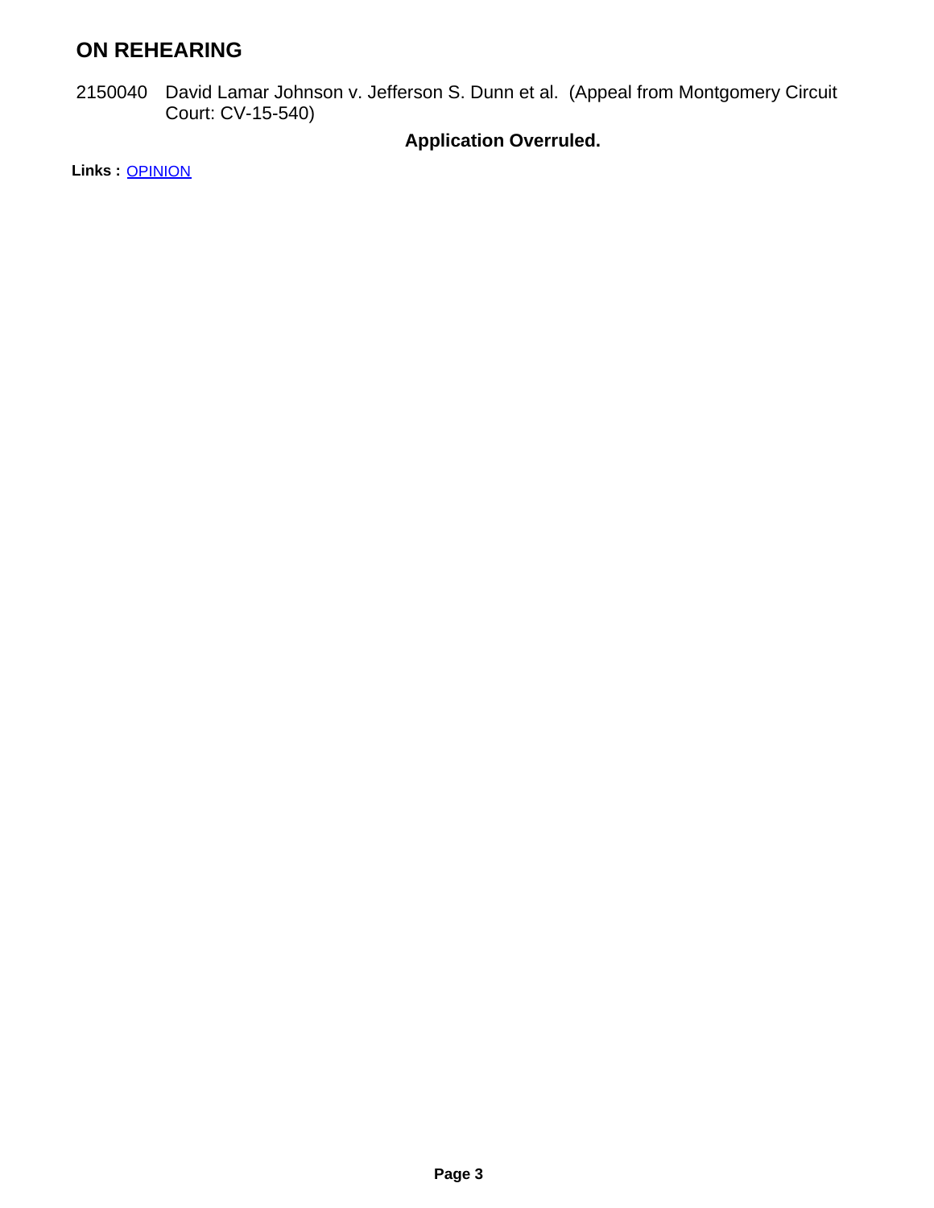## ON REHEARING

2150040 David Lamar Johnson v. Jefferson S. Dunn et al. (Appeal from Montgomery Circuit Court: CV-15-540)

**Application Overruled.**

**Links :** OPINION